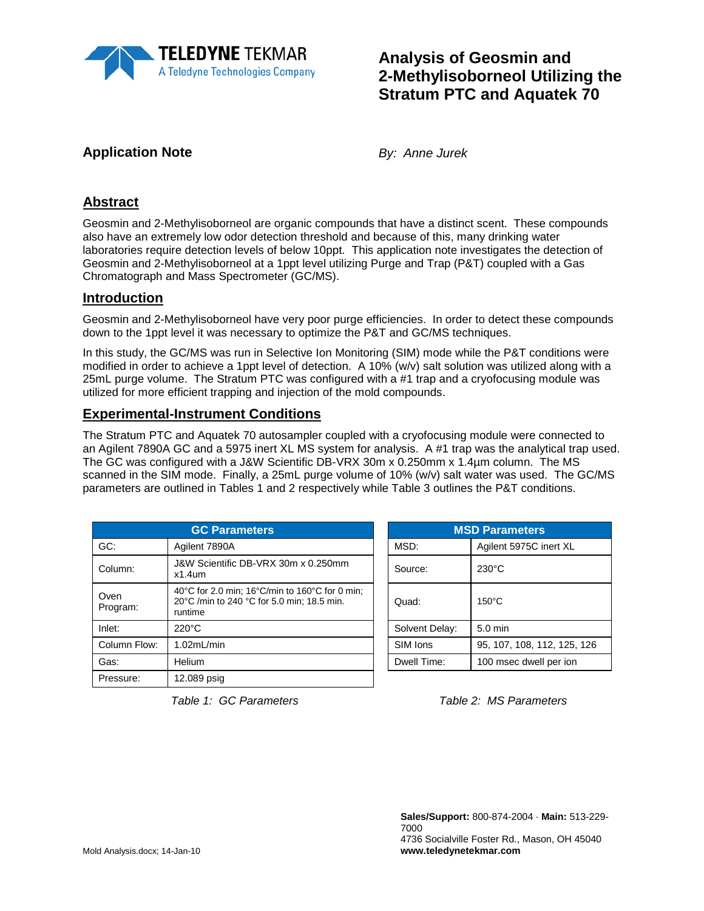# Analysis of Geosmin and 2-Methylisoborneol Utilizing the Stratum PTC and Aquatek 70

**Application Note**

*By: Anne Jurek*

## Abstract

Geosmin and 2-Methylisoborneol are organic compounds that have a distinct scent. These compounds also have an extremely low odor detection threshold and because of this, many drinking water laboratories require detection levels of below 10ppt. This application note investigates the detection of Geosmin and 2-Methylisoborneol at a 1ppt level utilizing Purge and Trap (P&T) coupled with a Gas Chromatograph and Mass Spectrometer (GC/MS).

## Introduction

Geosmin and 2-Methylisoborneol have very poor purge efficiencies. In order to detect these compounds down to the 1ppt level it was necessary to optimize the P&T and GC/MS techniques.

In this study, the GC/MS was run in Selective Ion Monitoring (SIM) mode while the P&T conditions were modified in order to achieve a 1ppt level of detection. A 10% (w/v) salt solution was utilized along with a 25mL purge volume. The Stratum PTC was configured with a #1 trap and a cryofocusing module was utilized for more efficient trapping and injection of the mold compounds.

## Experimental-Instrument Conditions

The Stratum PTC and Aquatek 70 autosampler coupled with a cryofocusing module were connected to an Agilent 7890A GC and a 5975 inert XL MS system for analysis. A #1 trap was the analytical trap used. The GC was configured with a J&W Scientific DB-VRX 30m x 0.250mm x 1.4µm column. The MS scanned in the SIM mode. Finally, a 25mL purge volume of 10% (w/v) salt water was used. The GC/MS parameters are outlined in Tables 1 and 2 respectively while Table 3 outlines the P&T conditions.

| GC Parameters | |
|---|---|
| GC: | Agilent 7890A |
| Column: | J&W Scientific DB-VRX 30m x 0.250mm x1.4um |
| Oven Program: | 40°C for 2.0 min; 16°C/min to 160°C for 0 min; 20°C /min to 240 °C for 5.0 min; 18.5 min. runtime |
| Inlet: | 220°C |
| Column Flow: | 1.02mL/min |
| Gas: | Helium |
| Pressure: | 12.089 psig |

*Table 1: GC Parameters*

| MSD Parameters | |
|---|---|
| MSD: | Agilent 5975C inert XL |
| Source: | 230°C |
| Quad: | 150°C |
| Solvent Delay: | 5.0 min |
| SIM Ions | 95, 107, 108, 112, 125, 126 |
| Dwell Time: | 100 msec dwell per ion |

*Table 2: MS Parameters*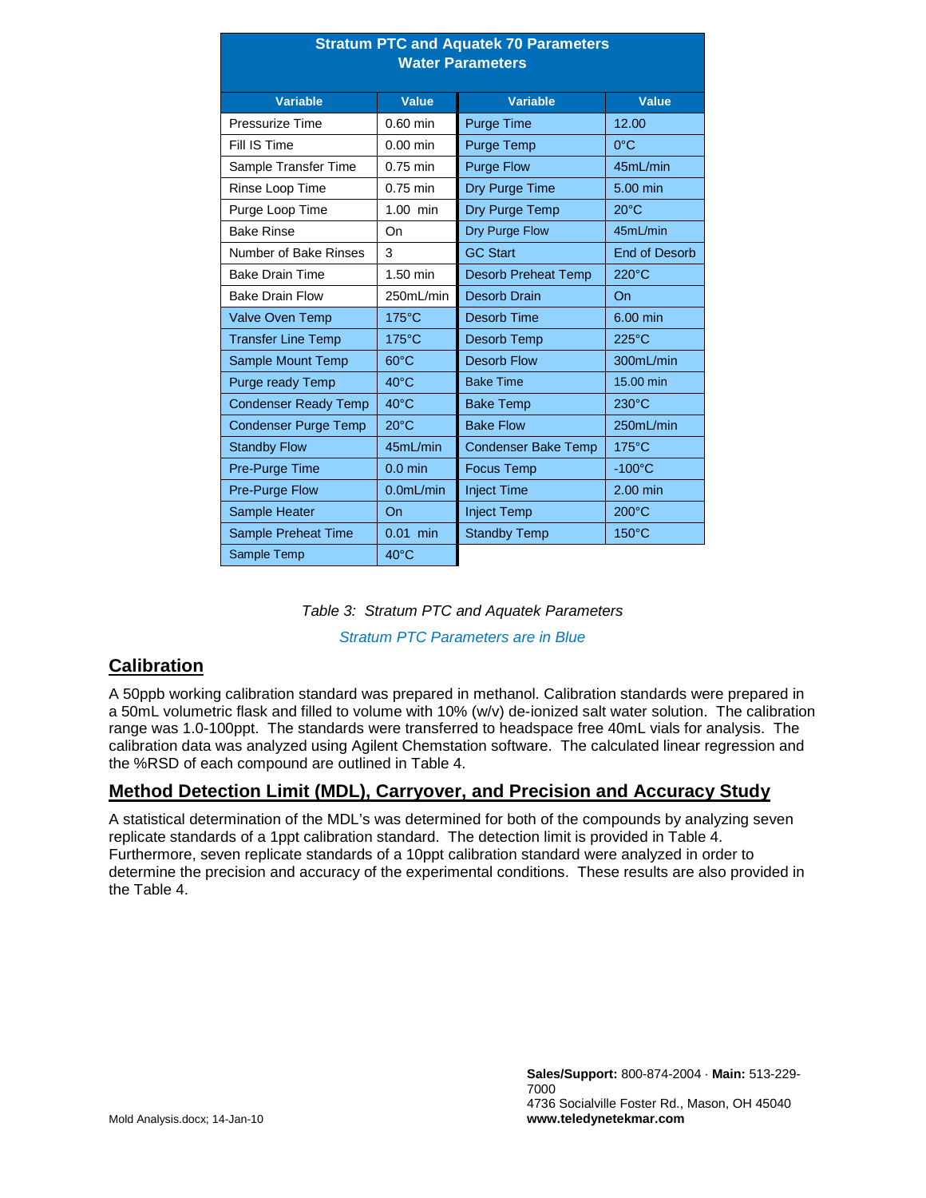| Stratum PTC and Aquatek 70 Parameters<br>Water Parameters | | | |
|---|---|---|---|
| **Variable** | **Value** | **Variable** | **Value** |
| Pressurize Time | 0.60 min | Purge Time | 12.00 |
| Fill IS Time | 0.00 min | Purge Temp | 0°C |
| Sample Transfer Time | 0.75 min | Purge Flow | 45mL/min |
| Rinse Loop Time | 0.75 min | Dry Purge Time | 5.00 min |
| Purge Loop Time | 1.00 min | Dry Purge Temp | 20°C |
| Bake Rinse | On | Dry Purge Flow | 45mL/min |
| Number of Bake Rinses | 3 | GC Start | End of Desorb |
| Bake Drain Time | 1.50 min | Desorb Preheat Temp | 220°C |
| Bake Drain Flow | 250mL/min | Desorb Drain | On |
| Valve Oven Temp | 175°C | Desorb Time | 6.00 min |
| Transfer Line Temp | 175°C | Desorb Temp | 225°C |
| Sample Mount Temp | 60°C | Desorb Flow | 300mL/min |
| Purge ready Temp | 40°C | Bake Time | 15.00 min |
| Condenser Ready Temp | 40°C | Bake Temp | 230°C |
| Condenser Purge Temp | 20°C | Bake Flow | 250mL/min |
| Standby Flow | 45mL/min | Condenser Bake Temp | 175°C |
| Pre-Purge Time | 0.0 min | Focus Temp | -100°C |
| Pre-Purge Flow | 0.0mL/min | Inject Time | 2.00 min |
| Sample Heater | On | Inject Temp | 200°C |
| Sample Preheat Time | 0.01 min | Standby Temp | 150°C |
| Sample Temp | 40°C | | |

*Table 3: Stratum PTC and Aquatek Parameters*

*Stratum PTC Parameters are in Blue*

## Calibration

A 50ppb working calibration standard was prepared in methanol. Calibration standards were prepared in a 50mL volumetric flask and filled to volume with 10% (w/v) de-ionized salt water solution. The calibration range was 1.0-100ppt. The standards were transferred to headspace free 40mL vials for analysis. The calibration data was analyzed using Agilent Chemstation software. The calculated linear regression and the %RSD of each compound are outlined in Table 4.

## Method Detection Limit (MDL), Carryover, and Precision and Accuracy Study

A statistical determination of the MDL's was determined for both of the compounds by analyzing seven replicate standards of a 1ppt calibration standard. The detection limit is provided in Table 4. Furthermore, seven replicate standards of a 10ppt calibration standard were analyzed in order to determine the precision and accuracy of the experimental conditions. These results are also provided in the Table 4.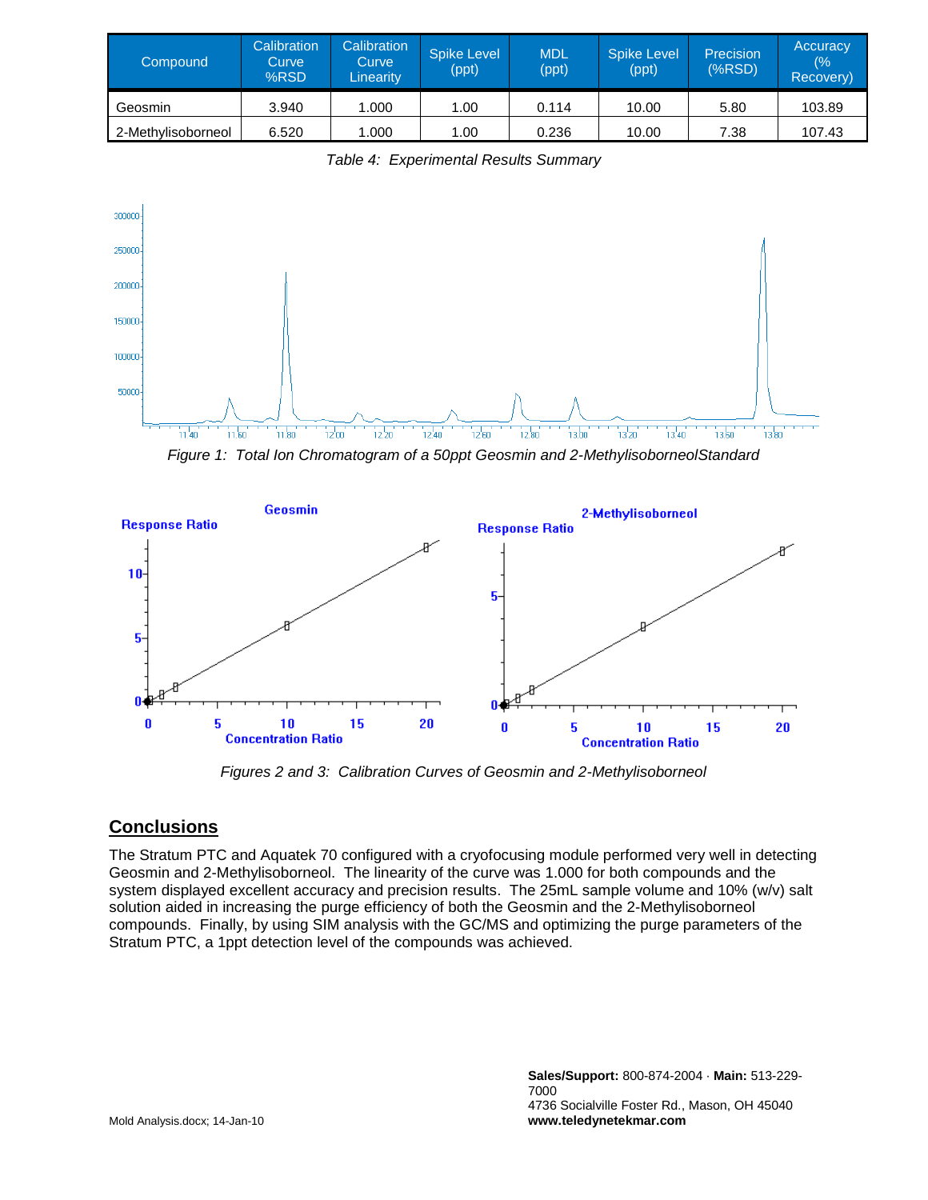| Compound | Calibration Curve %RSD | Calibration Curve Linearity | Spike Level (ppt) | MDL (ppt) | Spike Level (ppt) | Precision (%RSD) | Accuracy (% Recovery) |
|---|---|---|---|---|---|---|---|
| Geosmin | 3.940 | 1.000 | 1.00 | 0.114 | 10.00 | 5.80 | 103.89 |
| 2-Methylisoborneol | 6.520 | 1.000 | 1.00 | 0.236 | 10.00 | 7.38 | 107.43 |

*Table 4: Experimental Results Summary*

300000
250000
200000
150000
100000
50000

11.40 11.60 11.80 12.00 12.20 12.40 12.60 12.80 13.00 13.20 13.40 13.60 13.80

*Figure 1: Total Ion Chromatogram of a 50ppt Geosmin and 2-MethylisoborneolStandard*

Geosmin
Response Ratio
10
5
0
0 5 10 15 20
Concentration Ratio

2-Methylisoborneol
Response Ratio
5
0
0 5 10 15 20
Concentration Ratio

*Figures 2 and 3: Calibration Curves of Geosmin and 2-Methylisoborneol*

## Conclusions

The Stratum PTC and Aquatek 70 configured with a cryofocusing module performed very well in detecting Geosmin and 2-Methylisoborneol. The linearity of the curve was 1.000 for both compounds and the system displayed excellent accuracy and precision results. The 25mL sample volume and 10% (w/v) salt solution aided in increasing the purge efficiency of both the Geosmin and the 2-Methylisoborneol compounds. Finally, by using SIM analysis with the GC/MS and optimizing the purge parameters of the Stratum PTC, a 1ppt detection level of the compounds was achieved.

**Sales/Support:** 800-874-2004 · **Main:** 513-229-7000
4736 Socialville Foster Rd., Mason, OH 45040
**www.teledynetekmar.com**

Mold Analysis.docx; 14-Jan-10